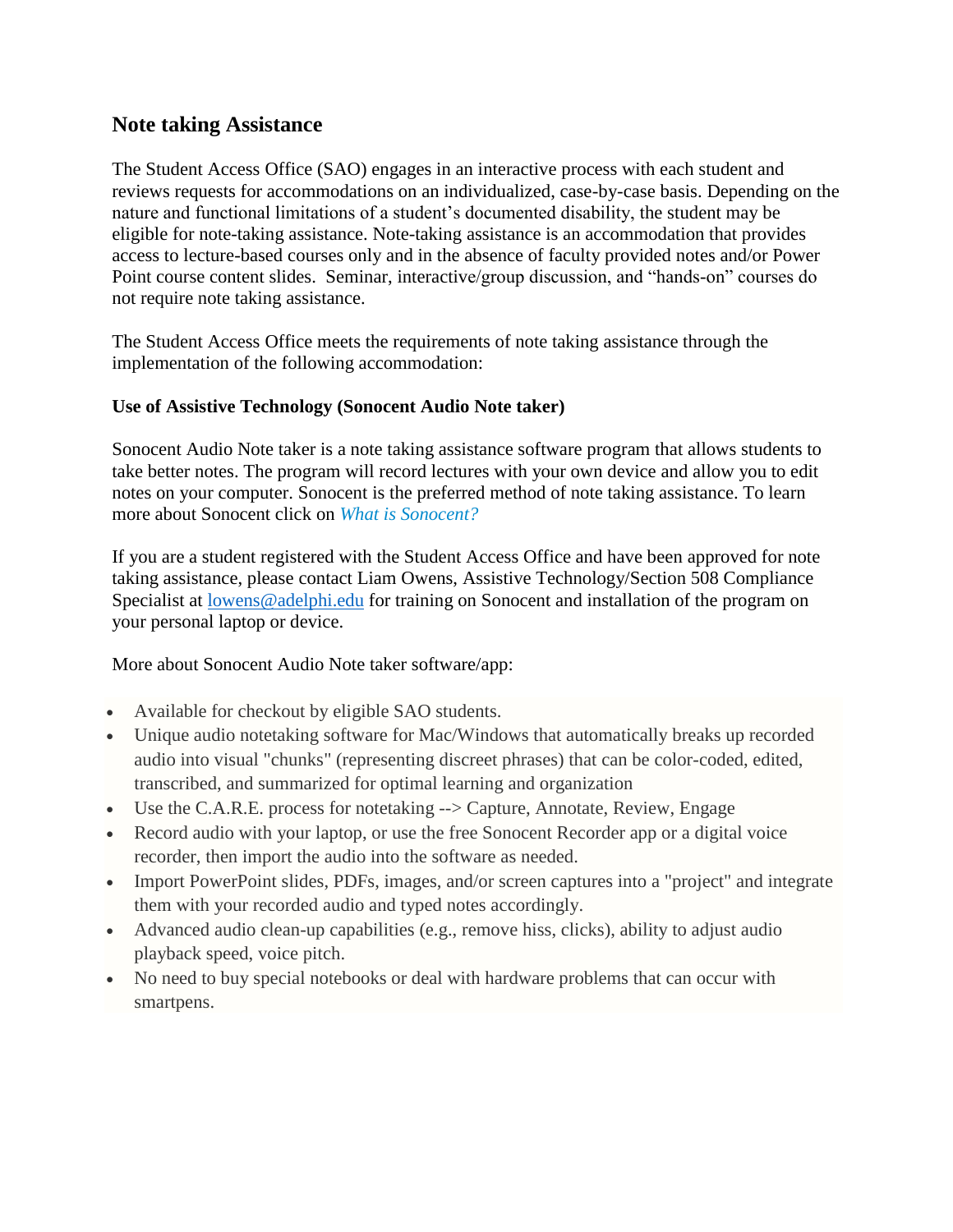## Note taking Assistance

The Student Access Office (SAO) engages in an interactive process with each student and reviews requests for accommodations on an individualized, case-by-case basis. Depending on the nature and functional limitations of a student's documented disability, the student may be eligible for note-taking assistance. Note-taking assistance is an accommodation that provides access to lecture-based courses only and in the absence of faculty provided notes and/or Power Point course content slides. Seminar, interactive/group discussion, and "hands-on" courses do not require note taking assistance.

The Student Access Office meets the requirements of note taking assistance through the implementation of the following accommodation:

**Use of Assistive Technology (Sonocent Audio Note taker)**

Sonocent Audio Note taker is a note taking assistance software program that allows students to take better notes. The program will record lectures with your own device and allow you to edit notes on your computer. Sonocent is the preferred method of note taking assistance. To learn more about Sonocent click on *What is Sonocent?*

If you are a student registered with the Student Access Office and have been approved for note taking assistance, please contact Liam Owens, Assistive Technology/Section 508 Compliance Specialist at lowens@adelphi.edu for training on Sonocent and installation of the program on your personal laptop or device.

More about Sonocent Audio Note taker software/app:

- Available for checkout by eligible SAO students.
- Unique audio notetaking software for Mac/Windows that automatically breaks up recorded audio into visual "chunks" (representing discreet phrases) that can be color-coded, edited, transcribed, and summarized for optimal learning and organization
- Use the C.A.R.E. process for notetaking --> Capture, Annotate, Review, Engage
- Record audio with your laptop, or use the free Sonocent Recorder app or a digital voice recorder, then import the audio into the software as needed.
- Import PowerPoint slides, PDFs, images, and/or screen captures into a "project" and integrate them with your recorded audio and typed notes accordingly.
- Advanced audio clean-up capabilities (e.g., remove hiss, clicks), ability to adjust audio playback speed, voice pitch.
- No need to buy special notebooks or deal with hardware problems that can occur with smartpens.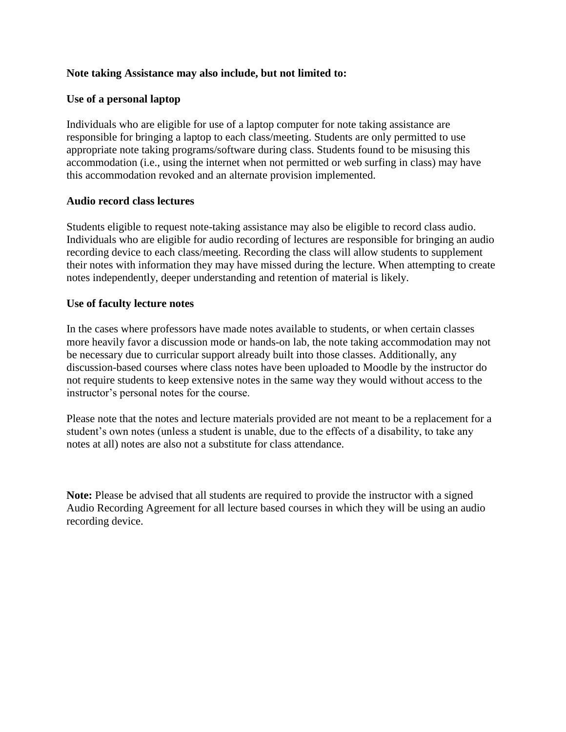**Note taking Assistance may also include, but not limited to:**

**Use of a personal laptop**

Individuals who are eligible for use of a laptop computer for note taking assistance are responsible for bringing a laptop to each class/meeting. Students are only permitted to use appropriate note taking programs/software during class. Students found to be misusing this accommodation (i.e., using the internet when not permitted or web surfing in class) may have this accommodation revoked and an alternate provision implemented.

**Audio record class lectures**

Students eligible to request note-taking assistance may also be eligible to record class audio. Individuals who are eligible for audio recording of lectures are responsible for bringing an audio recording device to each class/meeting. Recording the class will allow students to supplement their notes with information they may have missed during the lecture. When attempting to create notes independently, deeper understanding and retention of material is likely.

**Use of faculty lecture notes**

In the cases where professors have made notes available to students, or when certain classes more heavily favor a discussion mode or hands-on lab, the note taking accommodation may not be necessary due to curricular support already built into those classes. Additionally, any discussion-based courses where class notes have been uploaded to Moodle by the instructor do not require students to keep extensive notes in the same way they would without access to the instructor's personal notes for the course.

Please note that the notes and lecture materials provided are not meant to be a replacement for a student's own notes (unless a student is unable, due to the effects of a disability, to take any notes at all) notes are also not a substitute for class attendance.

**Note:** Please be advised that all students are required to provide the instructor with a signed Audio Recording Agreement for all lecture based courses in which they will be using an audio recording device.